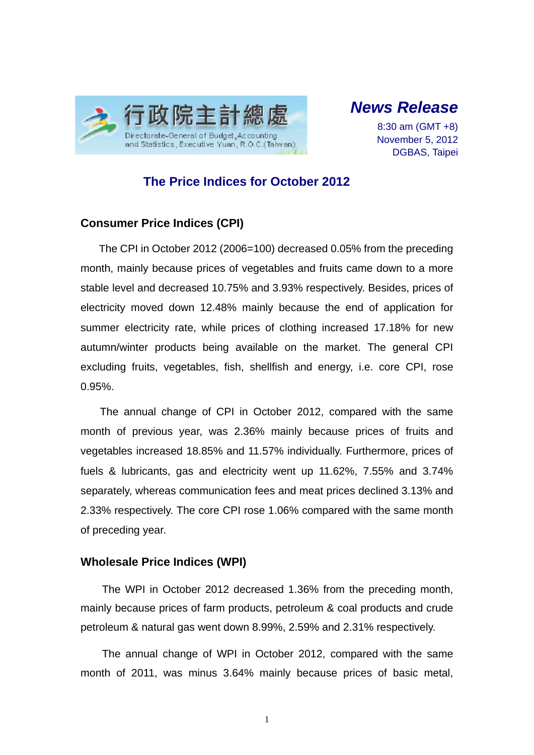行政院主計總處
Directorate-General of Budget, Accounting and Statistics, Executive Yuan, R.O.C.(Taiwan)

***News Release***

8:30 am (GMT +8)
November 5, 2012
DGBAS, Taipei

# The Price Indices for October 2012

## Consumer Price Indices (CPI)

The CPI in October 2012 (2006=100) decreased 0.05% from the preceding month, mainly because prices of vegetables and fruits came down to a more stable level and decreased 10.75% and 3.93% respectively. Besides, prices of electricity moved down 12.48% mainly because the end of application for summer electricity rate, while prices of clothing increased 17.18% for new autumn/winter products being available on the market. The general CPI excluding fruits, vegetables, fish, shellfish and energy, i.e. core CPI, rose 0.95%.

The annual change of CPI in October 2012, compared with the same month of previous year, was 2.36% mainly because prices of fruits and vegetables increased 18.85% and 11.57% individually. Furthermore, prices of fuels & lubricants, gas and electricity went up 11.62%, 7.55% and 3.74% separately, whereas communication fees and meat prices declined 3.13% and 2.33% respectively. The core CPI rose 1.06% compared with the same month of preceding year.

## Wholesale Price Indices (WPI)

The WPI in October 2012 decreased 1.36% from the preceding month, mainly because prices of farm products, petroleum & coal products and crude petroleum & natural gas went down 8.99%, 2.59% and 2.31% respectively.

The annual change of WPI in October 2012, compared with the same month of 2011, was minus 3.64% mainly because prices of basic metal,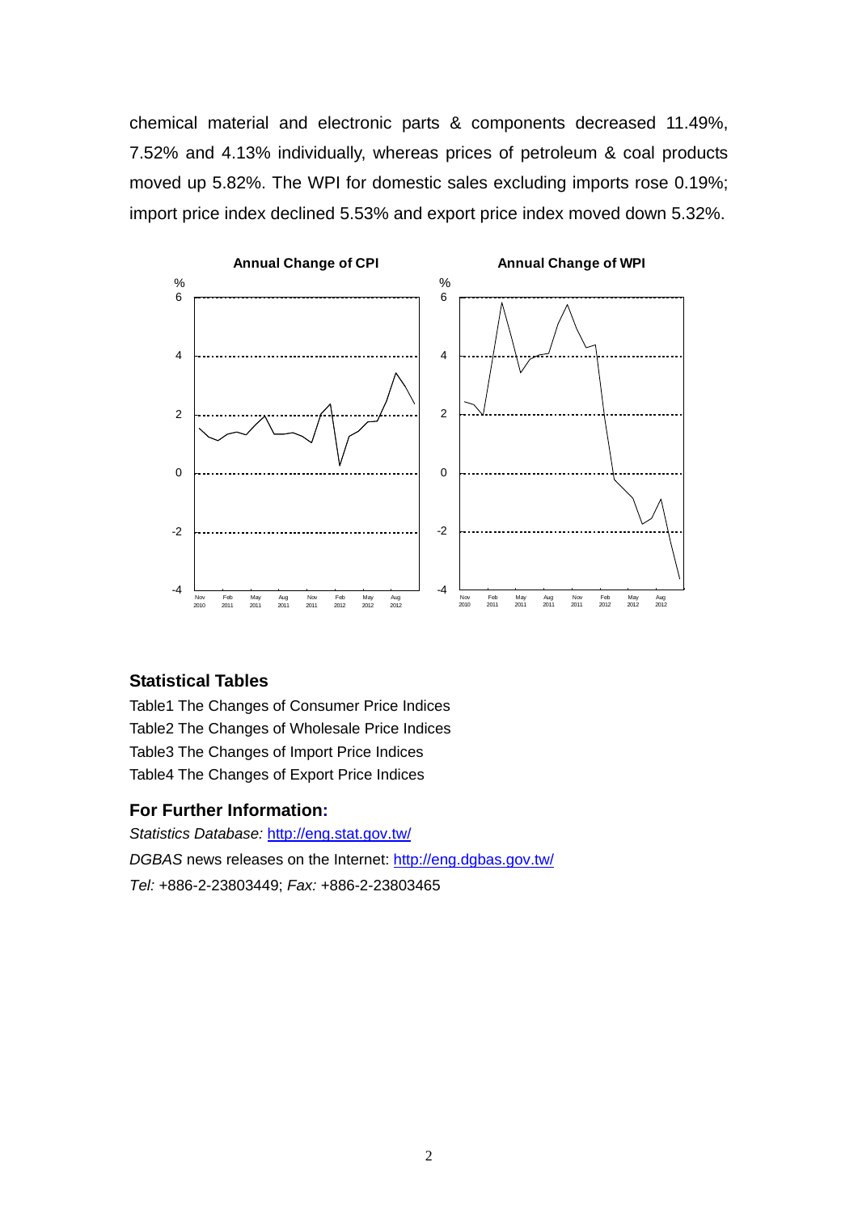chemical material and electronic parts & components decreased 11.49%, 7.52% and 4.13% individually, whereas prices of petroleum & coal products moved up 5.82%. The WPI for domestic sales excluding imports rose 0.19%; import price index declined 5.53% and export price index moved down 5.32%.

**Annual Change of CPI**

**Annual Change of WPI**

## Statistical Tables

Table1 The Changes of Consumer Price Indices
Table2 The Changes of Wholesale Price Indices
Table3 The Changes of Import Price Indices
Table4 The Changes of Export Price Indices

## For Further Information:

*Statistics Database:* http://eng.stat.gov.tw/
*DGBAS* news releases on the Internet: http://eng.dgbas.gov.tw/
*Tel:* +886-2-23803449; *Fax:* +886-2-23803465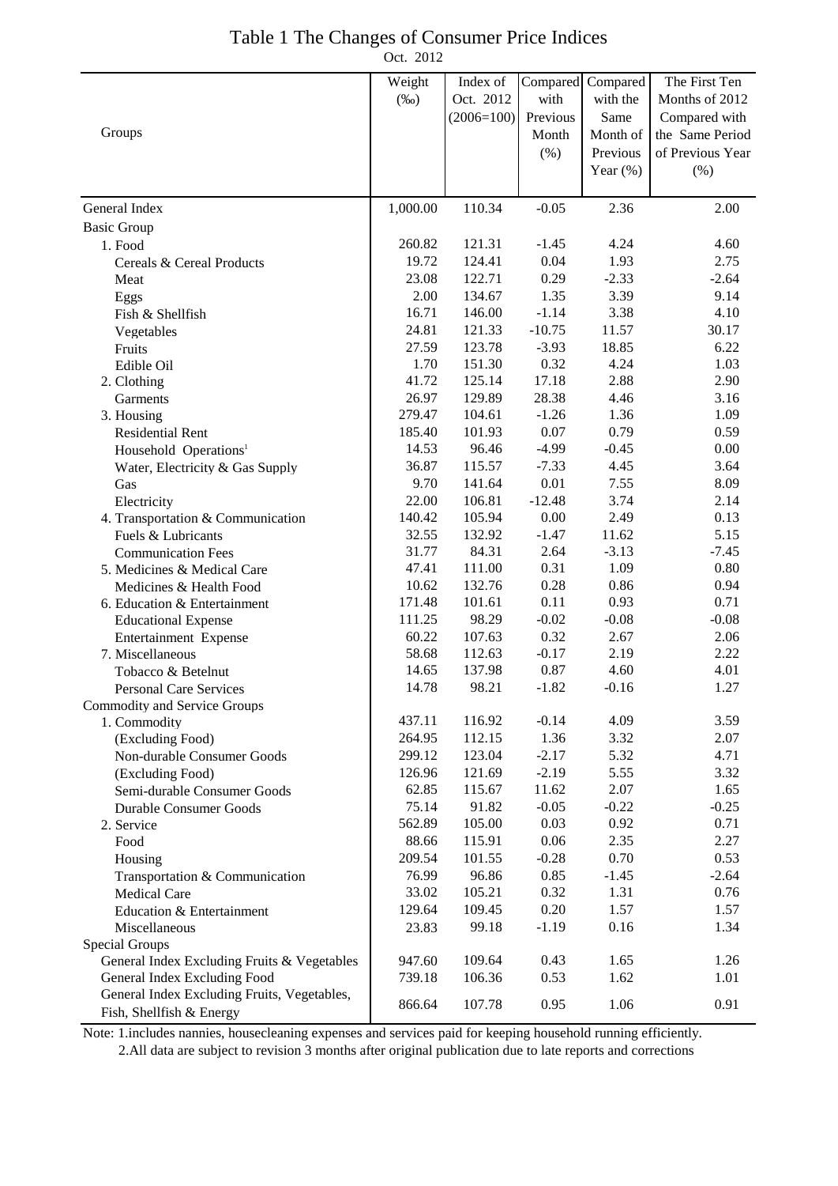# Table 1 The Changes of Consumer Price Indices

Oct. 2012

| Groups | Weight (‰) | Index of Oct. 2012 (2006=100) | Compared with Previous Month (%) | Compared with the Same Month of Previous Year (%) | The First Ten Months of 2012 Compared with the Same Period of Previous Year (%) |
|---|---|---|---|---|---|
| General Index | 1,000.00 | 110.34 | -0.05 | 2.36 | 2.00 |
| Basic Group | | | | | |
| 1. Food | 260.82 | 121.31 | -1.45 | 4.24 | 4.60 |
| Cereals & Cereal Products | 19.72 | 124.41 | 0.04 | 1.93 | 2.75 |
| Meat | 23.08 | 122.71 | 0.29 | -2.33 | -2.64 |
| Eggs | 2.00 | 134.67 | 1.35 | 3.39 | 9.14 |
| Fish & Shellfish | 16.71 | 146.00 | -1.14 | 3.38 | 4.10 |
| Vegetables | 24.81 | 121.33 | -10.75 | 11.57 | 30.17 |
| Fruits | 27.59 | 123.78 | -3.93 | 18.85 | 6.22 |
| Edible Oil | 1.70 | 151.30 | 0.32 | 4.24 | 1.03 |
| 2. Clothing | 41.72 | 125.14 | 17.18 | 2.88 | 2.90 |
| Garments | 26.97 | 129.89 | 28.38 | 4.46 | 3.16 |
| 3. Housing | 279.47 | 104.61 | -1.26 | 1.36 | 1.09 |
| Residential Rent | 185.40 | 101.93 | 0.07 | 0.79 | 0.59 |
| Household Operations[1] | 14.53 | 96.46 | -4.99 | -0.45 | 0.00 |
| Water, Electricity & Gas Supply | 36.87 | 115.57 | -7.33 | 4.45 | 3.64 |
| Gas | 9.70 | 141.64 | 0.01 | 7.55 | 8.09 |
| Electricity | 22.00 | 106.81 | -12.48 | 3.74 | 2.14 |
| 4. Transportation & Communication | 140.42 | 105.94 | 0.00 | 2.49 | 0.13 |
| Fuels & Lubricants | 32.55 | 132.92 | -1.47 | 11.62 | 5.15 |
| Communication Fees | 31.77 | 84.31 | 2.64 | -3.13 | -7.45 |
| 5. Medicines & Medical Care | 47.41 | 111.00 | 0.31 | 1.09 | 0.80 |
| Medicines & Health Food | 10.62 | 132.76 | 0.28 | 0.86 | 0.94 |
| 6. Education & Entertainment | 171.48 | 101.61 | 0.11 | 0.93 | 0.71 |
| Educational Expense | 111.25 | 98.29 | -0.02 | -0.08 | -0.08 |
| Entertainment Expense | 60.22 | 107.63 | 0.32 | 2.67 | 2.06 |
| 7. Miscellaneous | 58.68 | 112.63 | -0.17 | 2.19 | 2.22 |
| Tobacco & Betelnut | 14.65 | 137.98 | 0.87 | 4.60 | 4.01 |
| Personal Care Services | 14.78 | 98.21 | -1.82 | -0.16 | 1.27 |
| Commodity and Service Groups | | | | | |
| 1. Commodity | 437.11 | 116.92 | -0.14 | 4.09 | 3.59 |
| (Excluding Food) | 264.95 | 112.15 | 1.36 | 3.32 | 2.07 |
| Non-durable Consumer Goods | 299.12 | 123.04 | -2.17 | 5.32 | 4.71 |
| (Excluding Food) | 126.96 | 121.69 | -2.19 | 5.55 | 3.32 |
| Semi-durable Consumer Goods | 62.85 | 115.67 | 11.62 | 2.07 | 1.65 |
| Durable Consumer Goods | 75.14 | 91.82 | -0.05 | -0.22 | -0.25 |
| 2. Service | 562.89 | 105.00 | 0.03 | 0.92 | 0.71 |
| Food | 88.66 | 115.91 | 0.06 | 2.35 | 2.27 |
| Housing | 209.54 | 101.55 | -0.28 | 0.70 | 0.53 |
| Transportation & Communication | 76.99 | 96.86 | 0.85 | -1.45 | -2.64 |
| Medical Care | 33.02 | 105.21 | 0.32 | 1.31 | 0.76 |
| Education & Entertainment | 129.64 | 109.45 | 0.20 | 1.57 | 1.57 |
| Miscellaneous | 23.83 | 99.18 | -1.19 | 0.16 | 1.34 |
| Special Groups | | | | | |
| General Index Excluding Fruits & Vegetables | 947.60 | 109.64 | 0.43 | 1.65 | 1.26 |
| General Index Excluding Food | 739.18 | 106.36 | 0.53 | 1.62 | 1.01 |
| General Index Excluding Fruits, Vegetables, Fish, Shellfish & Energy | 866.64 | 107.78 | 0.95 | 1.06 | 0.91 |

Note: 1.includes nannies, housecleaning expenses and services paid for keeping household running efficiently.
2.All data are subject to revision 3 months after original publication due to late reports and corrections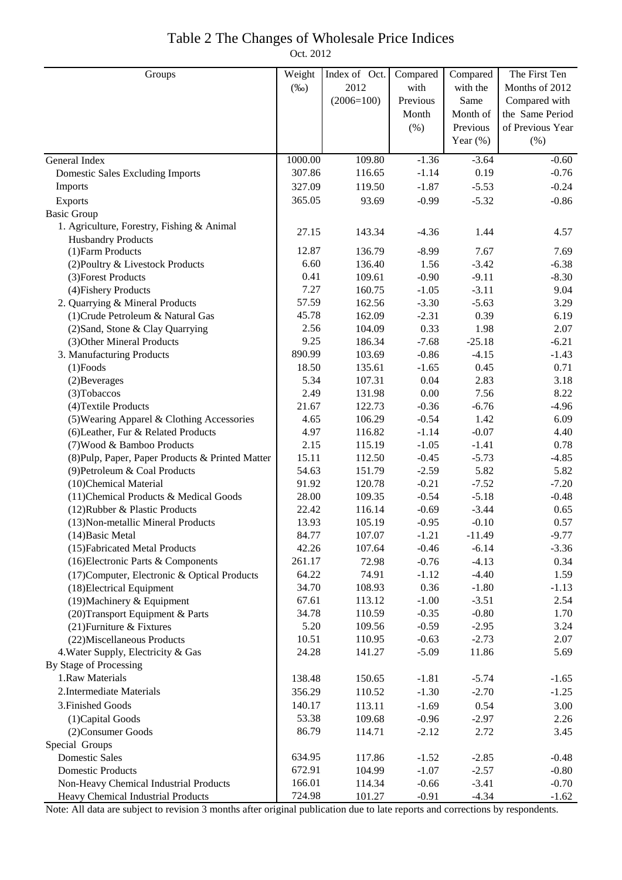# Table 2 The Changes of Wholesale Price Indices

Oct. 2012

| Groups | Weight (‰) | Index of Oct. 2012 (2006=100) | Compared with Previous Month (%) | Compared with the Same Month of Previous Year (%) | The First Ten Months of 2012 Compared with the Same Period of Previous Year (%) |
|---|---|---|---|---|---|
| General Index | 1000.00 | 109.80 | -1.36 | -3.64 | -0.60 |
| Domestic Sales Excluding Imports | 307.86 | 116.65 | -1.14 | 0.19 | -0.76 |
| Imports | 327.09 | 119.50 | -1.87 | -5.53 | -0.24 |
| Exports | 365.05 | 93.69 | -0.99 | -5.32 | -0.86 |
| Basic Group | | | | | |
| 1. Agriculture, Forestry, Fishing & Animal Husbandry Products | 27.15 | 143.34 | -4.36 | 1.44 | 4.57 |
| (1)Farm Products | 12.87 | 136.79 | -8.99 | 7.67 | 7.69 |
| (2)Poultry & Livestock Products | 6.60 | 136.40 | 1.56 | -3.42 | -6.38 |
| (3)Forest Products | 0.41 | 109.61 | -0.90 | -9.11 | -8.30 |
| (4)Fishery Products | 7.27 | 160.75 | -1.05 | -3.11 | 9.04 |
| 2. Quarrying & Mineral Products | 57.59 | 162.56 | -3.30 | -5.63 | 3.29 |
| (1)Crude Petroleum & Natural Gas | 45.78 | 162.09 | -2.31 | 0.39 | 6.19 |
| (2)Sand, Stone & Clay Quarrying | 2.56 | 104.09 | 0.33 | 1.98 | 2.07 |
| (3)Other Mineral Products | 9.25 | 186.34 | -7.68 | -25.18 | -6.21 |
| 3. Manufacturing Products | 890.99 | 103.69 | -0.86 | -4.15 | -1.43 |
| (1)Foods | 18.50 | 135.61 | -1.65 | 0.45 | 0.71 |
| (2)Beverages | 5.34 | 107.31 | 0.04 | 2.83 | 3.18 |
| (3)Tobaccos | 2.49 | 131.98 | 0.00 | 7.56 | 8.22 |
| (4)Textile Products | 21.67 | 122.73 | -0.36 | -6.76 | -4.96 |
| (5)Wearing Apparel & Clothing Accessories | 4.65 | 106.29 | -0.54 | 1.42 | 6.09 |
| (6)Leather, Fur & Related Products | 4.97 | 116.82 | -1.14 | -0.07 | 4.40 |
| (7)Wood & Bamboo Products | 2.15 | 115.19 | -1.05 | -1.41 | 0.78 |
| (8)Pulp, Paper, Paper Products & Printed Matter | 15.11 | 112.50 | -0.45 | -5.73 | -4.85 |
| (9)Petroleum & Coal Products | 54.63 | 151.79 | -2.59 | 5.82 | 5.82 |
| (10)Chemical Material | 91.92 | 120.78 | -0.21 | -7.52 | -7.20 |
| (11)Chemical Products & Medical Goods | 28.00 | 109.35 | -0.54 | -5.18 | -0.48 |
| (12)Rubber & Plastic Products | 22.42 | 116.14 | -0.69 | -3.44 | 0.65 |
| (13)Non-metallic Mineral Products | 13.93 | 105.19 | -0.95 | -0.10 | 0.57 |
| (14)Basic Metal | 84.77 | 107.07 | -1.21 | -11.49 | -9.77 |
| (15)Fabricated Metal Products | 42.26 | 107.64 | -0.46 | -6.14 | -3.36 |
| (16)Electronic Parts & Components | 261.17 | 72.98 | -0.76 | -4.13 | 0.34 |
| (17)Computer, Electronic & Optical Products | 64.22 | 74.91 | -1.12 | -4.40 | 1.59 |
| (18)Electrical Equipment | 34.70 | 108.93 | 0.36 | -1.80 | -1.13 |
| (19)Machinery & Equipment | 67.61 | 113.12 | -1.00 | -3.51 | 2.54 |
| (20)Transport Equipment & Parts | 34.78 | 110.59 | -0.35 | -0.80 | 1.70 |
| (21)Furniture & Fixtures | 5.20 | 109.56 | -0.59 | -2.95 | 3.24 |
| (22)Miscellaneous Products | 10.51 | 110.95 | -0.63 | -2.73 | 2.07 |
| 4.Water Supply, Electricity & Gas | 24.28 | 141.27 | -5.09 | 11.86 | 5.69 |
| By Stage of Processing | | | | | |
| 1.Raw Materials | 138.48 | 150.65 | -1.81 | -5.74 | -1.65 |
| 2.Intermediate Materials | 356.29 | 110.52 | -1.30 | -2.70 | -1.25 |
| 3.Finished Goods | 140.17 | 113.11 | -1.69 | 0.54 | 3.00 |
| (1)Capital Goods | 53.38 | 109.68 | -0.96 | -2.97 | 2.26 |
| (2)Consumer Goods | 86.79 | 114.71 | -2.12 | 2.72 | 3.45 |
| Special Groups | | | | | |
| Domestic Sales | 634.95 | 117.86 | -1.52 | -2.85 | -0.48 |
| Domestic Products | 672.91 | 104.99 | -1.07 | -2.57 | -0.80 |
| Non-Heavy Chemical Industrial Products | 166.01 | 114.34 | -0.66 | -3.41 | -0.70 |
| Heavy Chemical Industrial Products | 724.98 | 101.27 | -0.91 | -4.34 | -1.62 |

Note: All data are subject to revision 3 months after original publication due to late reports and corrections by respondents.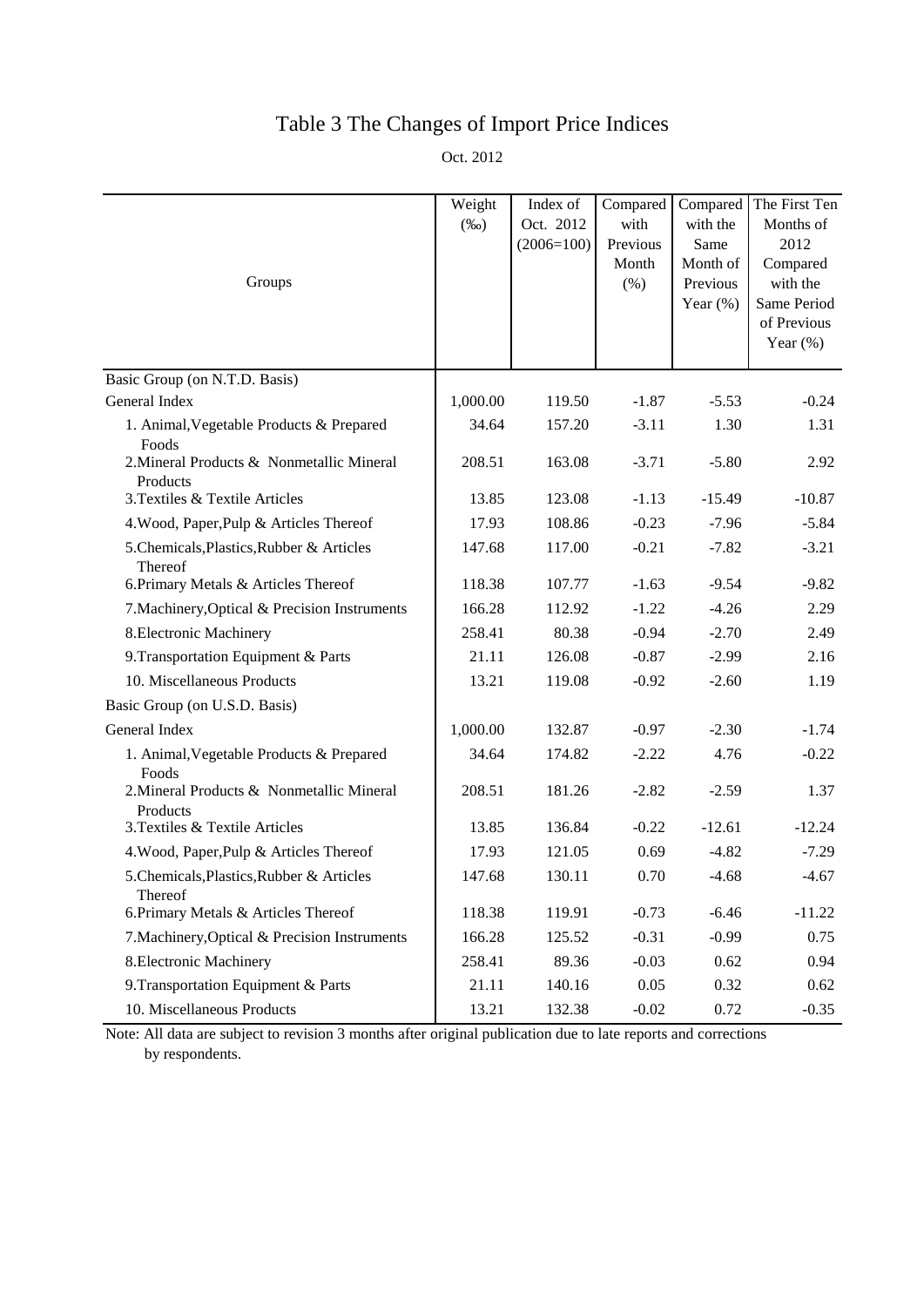# Table 3 The Changes of Import Price Indices

Oct. 2012

| Groups | Weight (‰) | Index of Oct. 2012 (2006=100) | Compared with Previous Month (%) | Compared with the Same Month of Previous Year (%) | The First Ten Months of 2012 Compared with the Same Period of Previous Year (%) |
|---|---|---|---|---|---|
| Basic Group (on N.T.D. Basis) | | | | | |
| General Index | 1,000.00 | 119.50 | -1.87 | -5.53 | -0.24 |
| 1. Animal,Vegetable Products & Prepared Foods | 34.64 | 157.20 | -3.11 | 1.30 | 1.31 |
| 2.Mineral Products & Nonmetallic Mineral Products | 208.51 | 163.08 | -3.71 | -5.80 | 2.92 |
| 3.Textiles & Textile Articles | 13.85 | 123.08 | -1.13 | -15.49 | -10.87 |
| 4.Wood, Paper,Pulp & Articles Thereof | 17.93 | 108.86 | -0.23 | -7.96 | -5.84 |
| 5.Chemicals,Plastics,Rubber & Articles Thereof | 147.68 | 117.00 | -0.21 | -7.82 | -3.21 |
| 6.Primary Metals & Articles Thereof | 118.38 | 107.77 | -1.63 | -9.54 | -9.82 |
| 7.Machinery,Optical & Precision Instruments | 166.28 | 112.92 | -1.22 | -4.26 | 2.29 |
| 8.Electronic Machinery | 258.41 | 80.38 | -0.94 | -2.70 | 2.49 |
| 9.Transportation Equipment & Parts | 21.11 | 126.08 | -0.87 | -2.99 | 2.16 |
| 10. Miscellaneous Products | 13.21 | 119.08 | -0.92 | -2.60 | 1.19 |
| Basic Group (on U.S.D. Basis) | | | | | |
| General Index | 1,000.00 | 132.87 | -0.97 | -2.30 | -1.74 |
| 1. Animal,Vegetable Products & Prepared Foods | 34.64 | 174.82 | -2.22 | 4.76 | -0.22 |
| 2.Mineral Products & Nonmetallic Mineral Products | 208.51 | 181.26 | -2.82 | -2.59 | 1.37 |
| 3.Textiles & Textile Articles | 13.85 | 136.84 | -0.22 | -12.61 | -12.24 |
| 4.Wood, Paper,Pulp & Articles Thereof | 17.93 | 121.05 | 0.69 | -4.82 | -7.29 |
| 5.Chemicals,Plastics,Rubber & Articles Thereof | 147.68 | 130.11 | 0.70 | -4.68 | -4.67 |
| 6.Primary Metals & Articles Thereof | 118.38 | 119.91 | -0.73 | -6.46 | -11.22 |
| 7.Machinery,Optical & Precision Instruments | 166.28 | 125.52 | -0.31 | -0.99 | 0.75 |
| 8.Electronic Machinery | 258.41 | 89.36 | -0.03 | 0.62 | 0.94 |
| 9.Transportation Equipment & Parts | 21.11 | 140.16 | 0.05 | 0.32 | 0.62 |
| 10. Miscellaneous Products | 13.21 | 132.38 | -0.02 | 0.72 | -0.35 |

Note: All data are subject to revision 3 months after original publication due to late reports and corrections by respondents.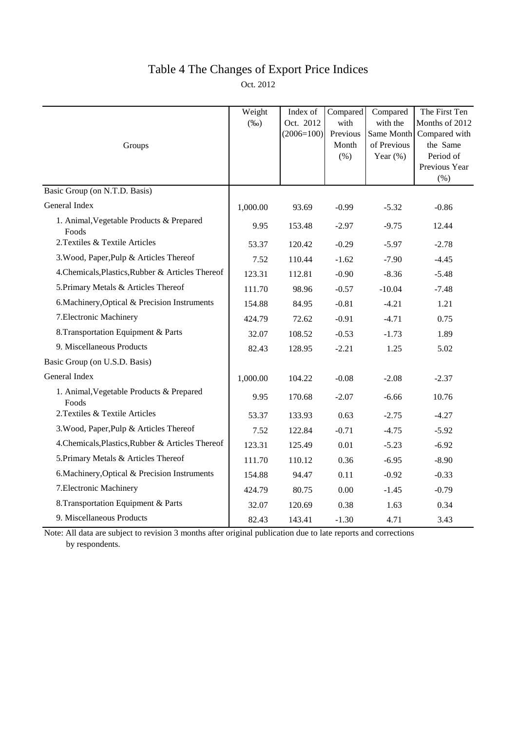# Table 4 The Changes of Export Price Indices

Oct. 2012

| Groups | Weight (‰) | Index of Oct. 2012 (2006=100) | Compared with Previous Month (%) | Compared with the Same Month of Previous Year (%) | The First Ten Months of 2012 Compared with the Same Period of Previous Year (%) |
|---|---|---|---|---|---|
| Basic Group (on N.T.D. Basis) | | | | | |
| General Index | 1,000.00 | 93.69 | -0.99 | -5.32 | -0.86 |
| 1. Animal,Vegetable Products & Prepared Foods | 9.95 | 153.48 | -2.97 | -9.75 | 12.44 |
| 2.Textiles & Textile Articles | 53.37 | 120.42 | -0.29 | -5.97 | -2.78 |
| 3.Wood, Paper,Pulp & Articles Thereof | 7.52 | 110.44 | -1.62 | -7.90 | -4.45 |
| 4.Chemicals,Plastics,Rubber & Articles Thereof | 123.31 | 112.81 | -0.90 | -8.36 | -5.48 |
| 5.Primary Metals & Articles Thereof | 111.70 | 98.96 | -0.57 | -10.04 | -7.48 |
| 6.Machinery,Optical & Precision Instruments | 154.88 | 84.95 | -0.81 | -4.21 | 1.21 |
| 7.Electronic Machinery | 424.79 | 72.62 | -0.91 | -4.71 | 0.75 |
| 8.Transportation Equipment & Parts | 32.07 | 108.52 | -0.53 | -1.73 | 1.89 |
| 9. Miscellaneous Products | 82.43 | 128.95 | -2.21 | 1.25 | 5.02 |
| Basic Group (on U.S.D. Basis) | | | | | |
| General Index | 1,000.00 | 104.22 | -0.08 | -2.08 | -2.37 |
| 1. Animal,Vegetable Products & Prepared Foods | 9.95 | 170.68 | -2.07 | -6.66 | 10.76 |
| 2.Textiles & Textile Articles | 53.37 | 133.93 | 0.63 | -2.75 | -4.27 |
| 3.Wood, Paper,Pulp & Articles Thereof | 7.52 | 122.84 | -0.71 | -4.75 | -5.92 |
| 4.Chemicals,Plastics,Rubber & Articles Thereof | 123.31 | 125.49 | 0.01 | -5.23 | -6.92 |
| 5.Primary Metals & Articles Thereof | 111.70 | 110.12 | 0.36 | -6.95 | -8.90 |
| 6.Machinery,Optical & Precision Instruments | 154.88 | 94.47 | 0.11 | -0.92 | -0.33 |
| 7.Electronic Machinery | 424.79 | 80.75 | 0.00 | -1.45 | -0.79 |
| 8.Transportation Equipment & Parts | 32.07 | 120.69 | 0.38 | 1.63 | 0.34 |
| 9. Miscellaneous Products | 82.43 | 143.41 | -1.30 | 4.71 | 3.43 |

Note: All data are subject to revision 3 months after original publication due to late reports and corrections by respondents.